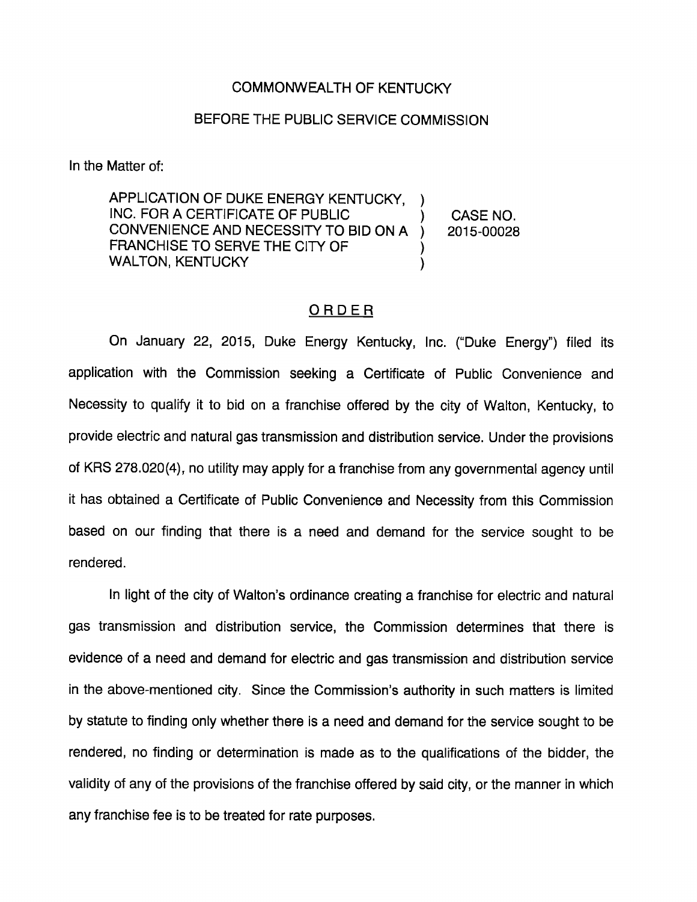COMMONWEALTH OF KENTUCKY

BEFORE THE PUBLIC SERVICE COMMISSION

In the Matter of:

| | | |
|---|---|---|
| APPLICATION OF DUKE ENERGY KENTUCKY, INC. FOR A CERTIFICATE OF PUBLIC CONVENIENCE AND NECESSITY TO BID ON A FRANCHISE TO SERVE THE CITY OF WALTON, KENTUCKY | ) ) ) ) ) | CASE NO. 2015-00028 |

ORDER

On January 22, 2015, Duke Energy Kentucky, Inc. ("Duke Energy") filed its application with the Commission seeking a Certificate of Public Convenience and Necessity to qualify it to bid on a franchise offered by the city of Walton, Kentucky, to provide electric and natural gas transmission and distribution service. Under the provisions of KRS 278.020(4), no utility may apply for a franchise from any governmental agency until it has obtained a Certificate of Public Convenience and Necessity from this Commission based on our finding that there is a need and demand for the service sought to be rendered.

In light of the city of Walton's ordinance creating a franchise for electric and natural gas transmission and distribution service, the Commission determines that there is evidence of a need and demand for electric and gas transmission and distribution service in the above-mentioned city. Since the Commission's authority in such matters is limited by statute to finding only whether there is a need and demand for the service sought to be rendered, no finding or determination is made as to the qualifications of the bidder, the validity of any of the provisions of the franchise offered by said city, or the manner in which any franchise fee is to be treated for rate purposes.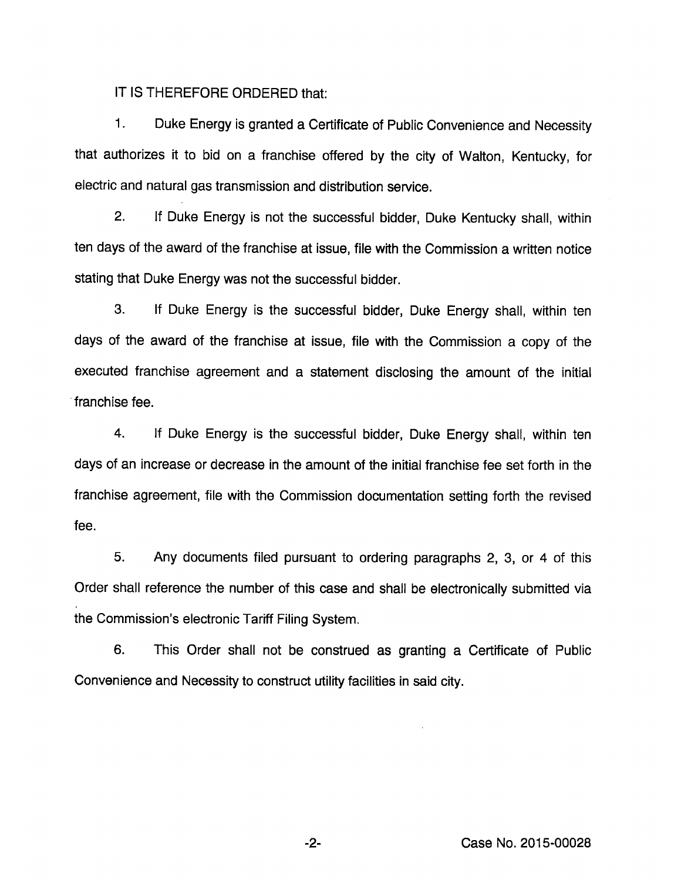IT IS THEREFORE ORDERED that:

1. Duke Energy is granted a Certificate of Public Convenience and Necessity that authorizes it to bid on a franchise offered by the city of Walton, Kentucky, for electric and natural gas transmission and distribution service.

2. If Duke Energy is not the successful bidder, Duke Kentucky shall, within ten days of the award of the franchise at issue, file with the Commission a written notice stating that Duke Energy was not the successful bidder.

3. If Duke Energy is the successful bidder, Duke Energy shall, within ten days of the award of the franchise at issue, file with the Commission a copy of the executed franchise agreement and a statement disclosing the amount of the initial franchise fee.

4. If Duke Energy is the successful bidder, Duke Energy shall, within ten days of an increase or decrease in the amount of the initial franchise fee set forth in the franchise agreement, file with the Commission documentation setting forth the revised fee.

5. Any documents filed pursuant to ordering paragraphs 2, 3, or 4 of this Order shall reference the number of this case and shall be electronically submitted via the Commission's electronic Tariff Filing System.

6. This Order shall not be construed as granting a Certificate of Public Convenience and Necessity to construct utility facilities in said city.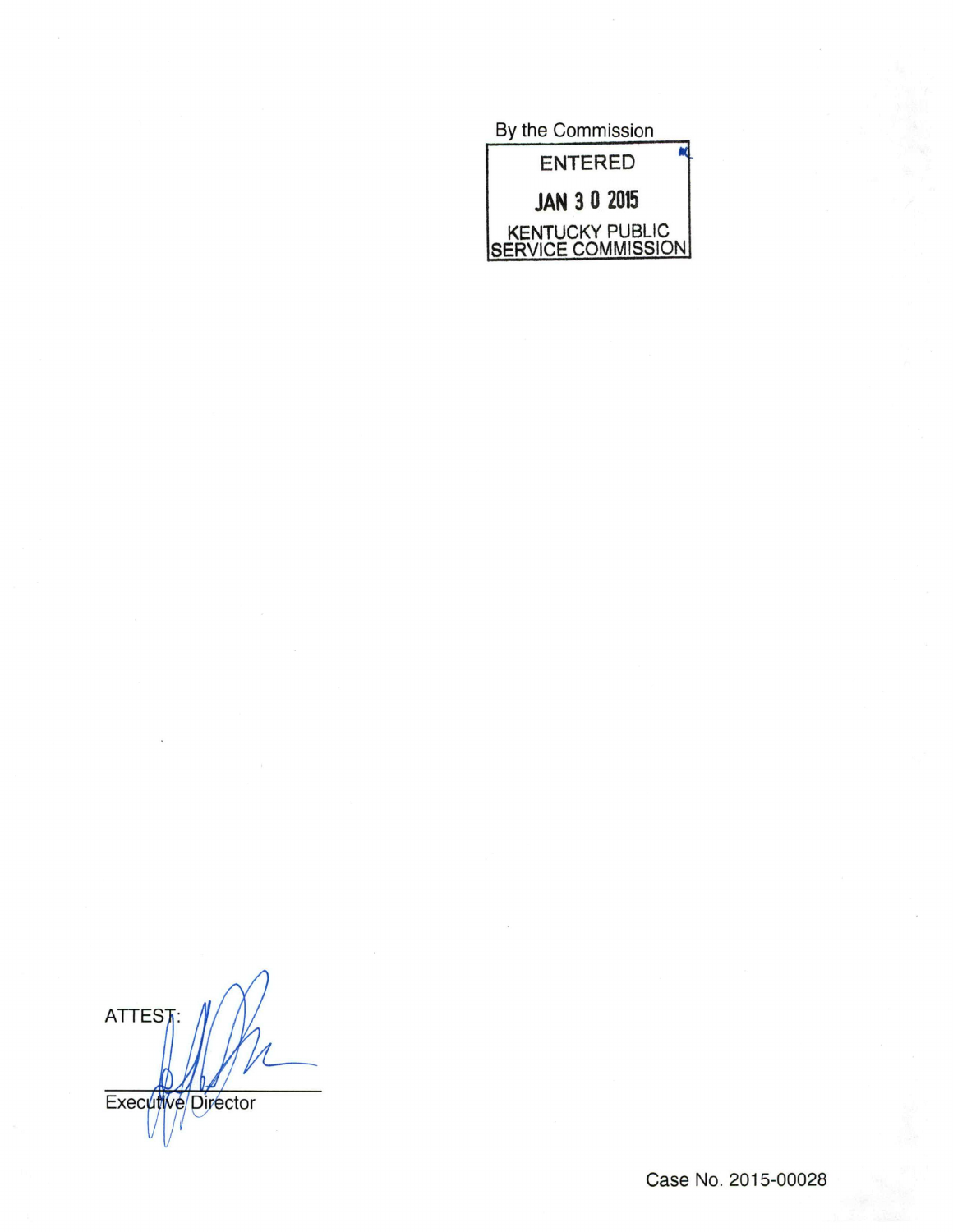By the Commission

ENTERED

JAN 3 0 2015

KENTUCKY PUBLIC SERVICE COMMISSION

ATTEST:

Executive Director

Case No. 2015-00028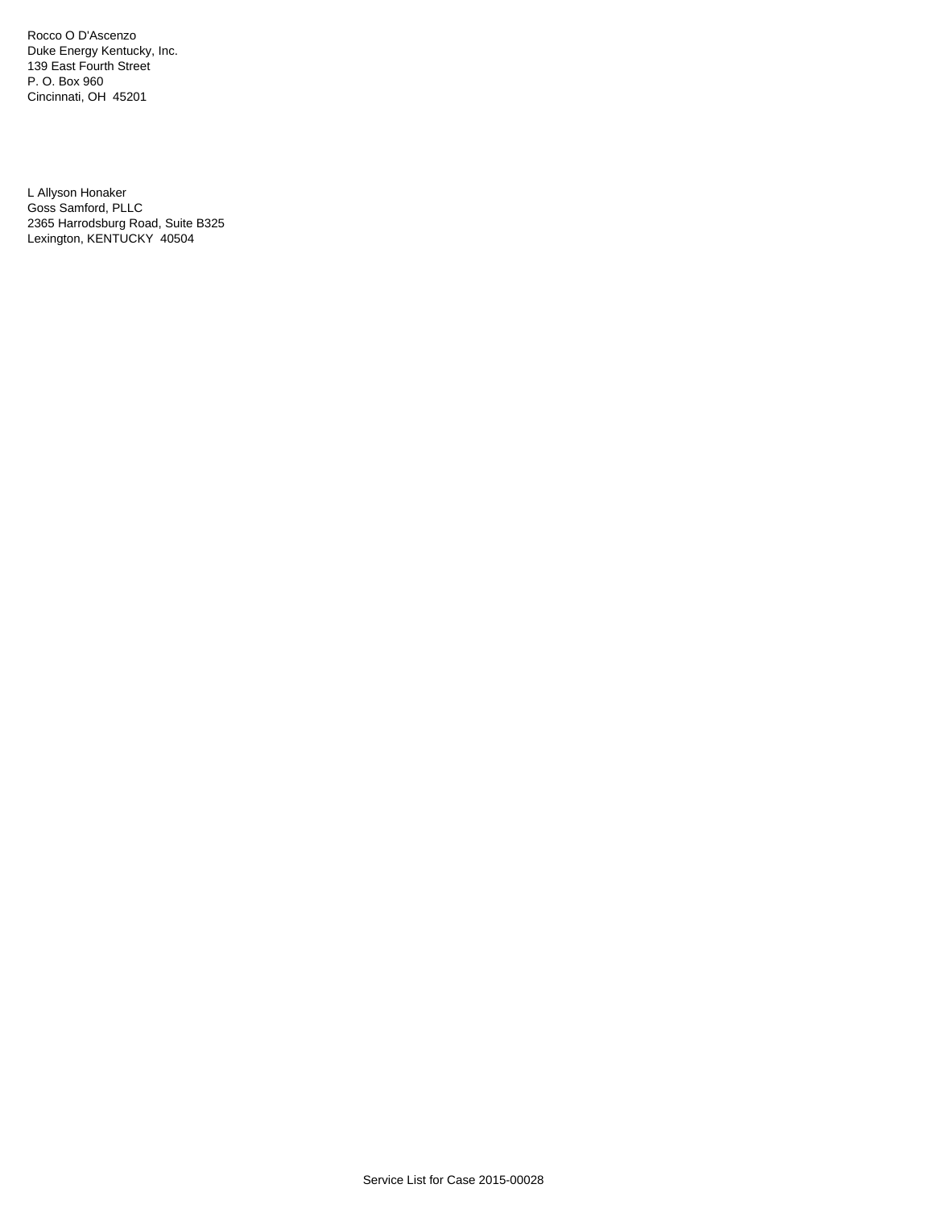Rocco O D'Ascenzo
Duke Energy Kentucky, Inc.
139 East Fourth Street
P. O. Box 960
Cincinnati, OH  45201

L Allyson Honaker
Goss Samford, PLLC
2365 Harrodsburg Road, Suite B325
Lexington, KENTUCKY  40504